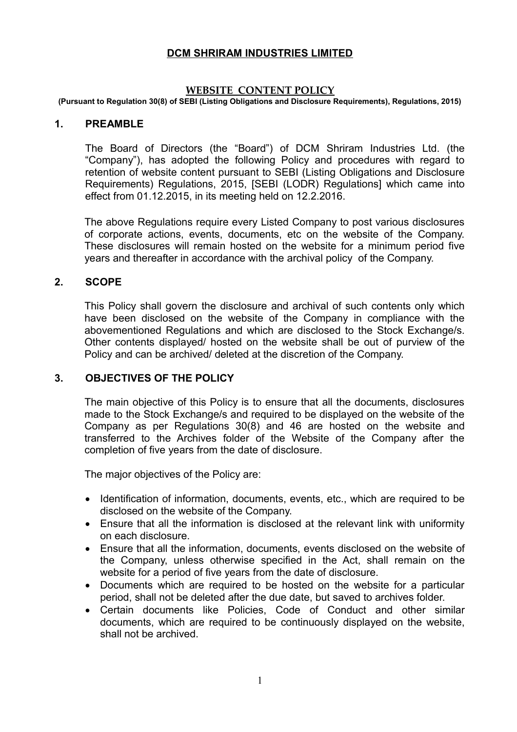# DCM SHRIRAM INDUSTRIES LIMITED

## WEBSITE CONTENT POLICY

**(Pursuant to Regulation 30(8) of SEBI (Listing Obligations and Disclosure Requirements), Regulations, 2015)**

## 1. PREAMBLE

The Board of Directors (the "Board") of DCM Shriram Industries Ltd. (the "Company"), has adopted the following Policy and procedures with regard to retention of website content pursuant to SEBI (Listing Obligations and Disclosure Requirements) Regulations, 2015, [SEBI (LODR) Regulations] which came into effect from 01.12.2015, in its meeting held on 12.2.2016.

The above Regulations require every Listed Company to post various disclosures of corporate actions, events, documents, etc on the website of the Company. These disclosures will remain hosted on the website for a minimum period five years and thereafter in accordance with the archival policy of the Company.

## 2. SCOPE

This Policy shall govern the disclosure and archival of such contents only which have been disclosed on the website of the Company in compliance with the abovementioned Regulations and which are disclosed to the Stock Exchange/s. Other contents displayed/ hosted on the website shall be out of purview of the Policy and can be archived/ deleted at the discretion of the Company.

## 3. OBJECTIVES OF THE POLICY

The main objective of this Policy is to ensure that all the documents, disclosures made to the Stock Exchange/s and required to be displayed on the website of the Company as per Regulations 30(8) and 46 are hosted on the website and transferred to the Archives folder of the Website of the Company after the completion of five years from the date of disclosure.

The major objectives of the Policy are:

- Identification of information, documents, events, etc., which are required to be disclosed on the website of the Company.
- Ensure that all the information is disclosed at the relevant link with uniformity on each disclosure.
- Ensure that all the information, documents, events disclosed on the website of the Company, unless otherwise specified in the Act, shall remain on the website for a period of five years from the date of disclosure.
- Documents which are required to be hosted on the website for a particular period, shall not be deleted after the due date, but saved to archives folder.
- Certain documents like Policies, Code of Conduct and other similar documents, which are required to be continuously displayed on the website, shall not be archived.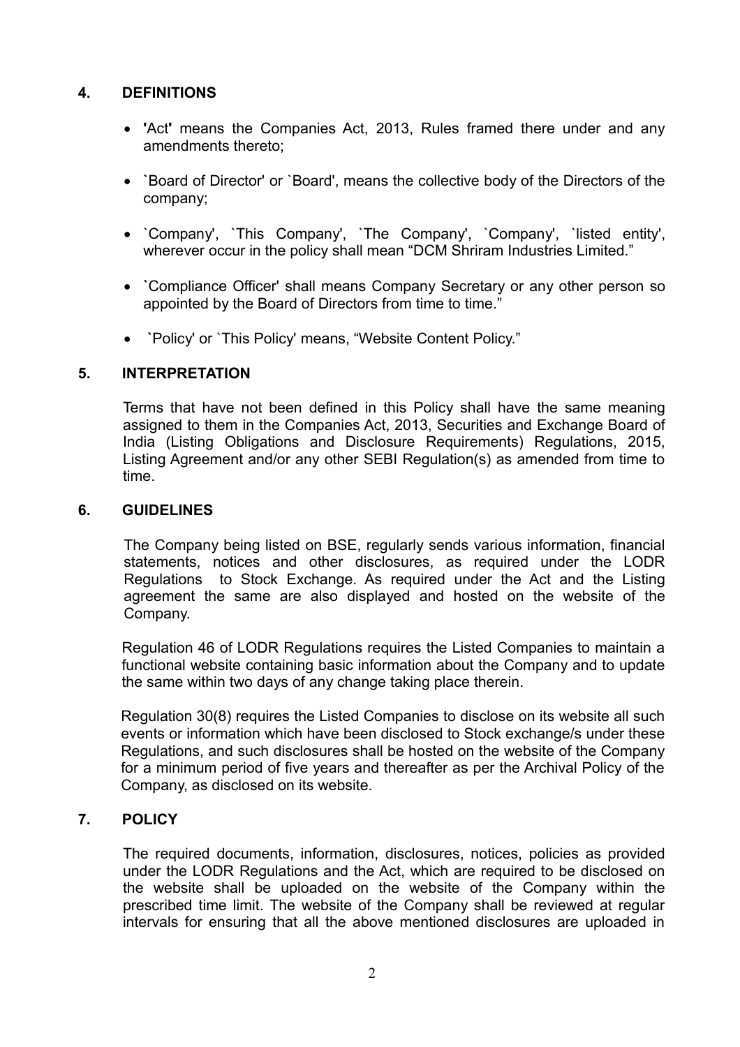## 4. DEFINITIONS

- **'**Act**'** means the Companies Act, 2013, Rules framed there under and any amendments thereto;

- `Board of Director' or `Board', means the collective body of the Directors of the company;

- `Company', `This Company', `The Company', `Company', `listed entity', wherever occur in the policy shall mean "DCM Shriram Industries Limited."

- `Compliance Officer' shall means Company Secretary or any other person so appointed by the Board of Directors from time to time."

- `Policy' or `This Policy' means, "Website Content Policy."

## 5. INTERPRETATION

Terms that have not been defined in this Policy shall have the same meaning assigned to them in the Companies Act, 2013, Securities and Exchange Board of India (Listing Obligations and Disclosure Requirements) Regulations, 2015, Listing Agreement and/or any other SEBI Regulation(s) as amended from time to time.

## 6. GUIDELINES

The Company being listed on BSE, regularly sends various information, financial statements, notices and other disclosures, as required under the LODR Regulations to Stock Exchange. As required under the Act and the Listing agreement the same are also displayed and hosted on the website of the Company.

Regulation 46 of LODR Regulations requires the Listed Companies to maintain a functional website containing basic information about the Company and to update the same within two days of any change taking place therein.

Regulation 30(8) requires the Listed Companies to disclose on its website all such events or information which have been disclosed to Stock exchange/s under these Regulations, and such disclosures shall be hosted on the website of the Company for a minimum period of five years and thereafter as per the Archival Policy of the Company, as disclosed on its website.

## 7. POLICY

The required documents, information, disclosures, notices, policies as provided under the LODR Regulations and the Act, which are required to be disclosed on the website shall be uploaded on the website of the Company within the prescribed time limit. The website of the Company shall be reviewed at regular intervals for ensuring that all the above mentioned disclosures are uploaded in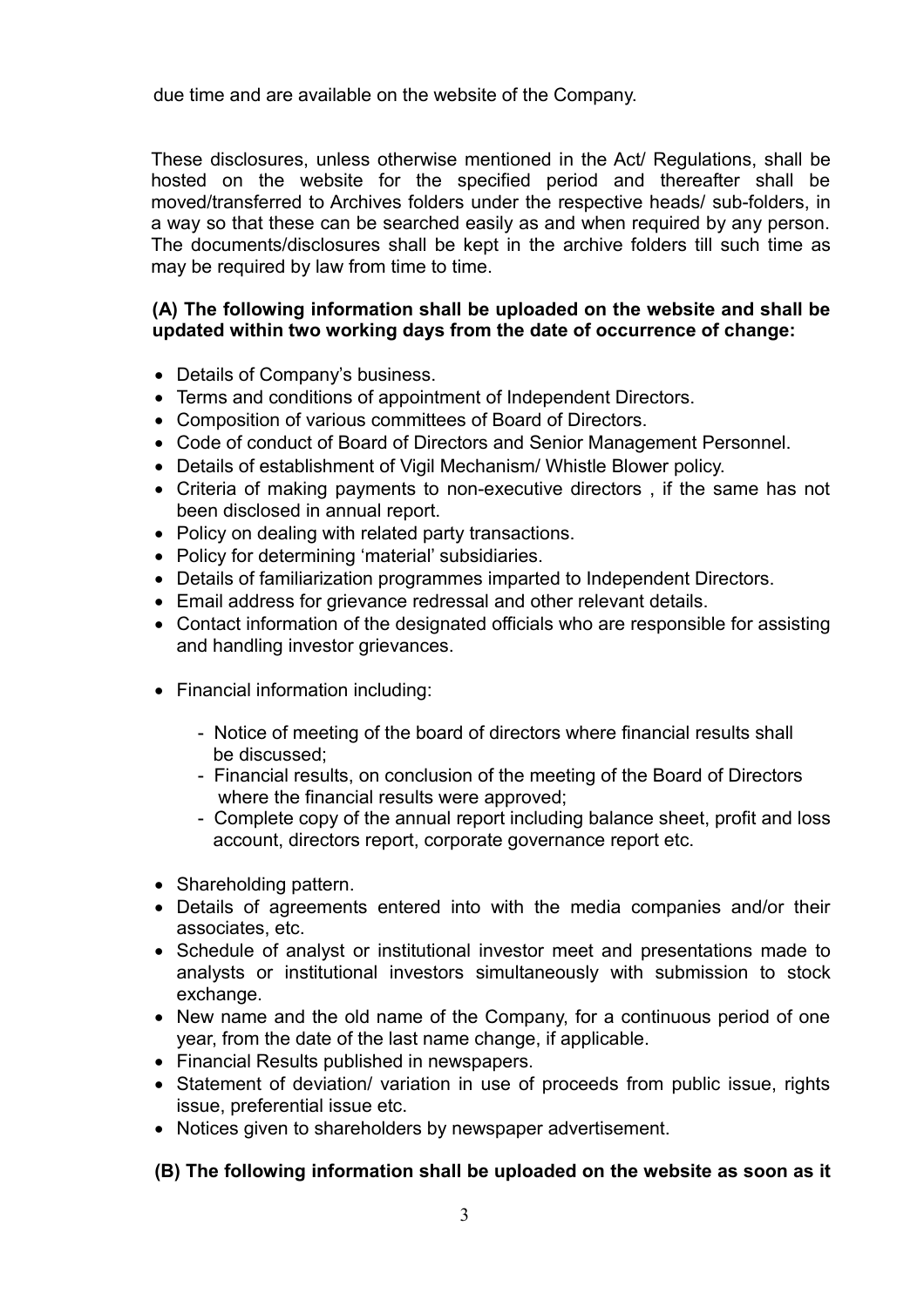due time and are available on the website of the Company.

These disclosures, unless otherwise mentioned in the Act/ Regulations, shall be hosted on the website for the specified period and thereafter shall be moved/transferred to Archives folders under the respective heads/ sub-folders, in a way so that these can be searched easily as and when required by any person. The documents/disclosures shall be kept in the archive folders till such time as may be required by law from time to time.

**(A) The following information shall be uploaded on the website and shall be updated within two working days from the date of occurrence of change:**

- Details of Company's business.
- Terms and conditions of appointment of Independent Directors.
- Composition of various committees of Board of Directors.
- Code of conduct of Board of Directors and Senior Management Personnel.
- Details of establishment of Vigil Mechanism/ Whistle Blower policy.
- Criteria of making payments to non-executive directors , if the same has not been disclosed in annual report.
- Policy on dealing with related party transactions.
- Policy for determining 'material' subsidiaries.
- Details of familiarization programmes imparted to Independent Directors.
- Email address for grievance redressal and other relevant details.
- Contact information of the designated officials who are responsible for assisting and handling investor grievances.
- Financial information including:
  - Notice of meeting of the board of directors where financial results shall be discussed;
  - Financial results, on conclusion of the meeting of the Board of Directors where the financial results were approved;
  - Complete copy of the annual report including balance sheet, profit and loss account, directors report, corporate governance report etc.
- Shareholding pattern.
- Details of agreements entered into with the media companies and/or their associates, etc.
- Schedule of analyst or institutional investor meet and presentations made to analysts or institutional investors simultaneously with submission to stock exchange.
- New name and the old name of the Company, for a continuous period of one year, from the date of the last name change, if applicable.
- Financial Results published in newspapers.
- Statement of deviation/ variation in use of proceeds from public issue, rights issue, preferential issue etc.
- Notices given to shareholders by newspaper advertisement.

**(B) The following information shall be uploaded on the website as soon as it**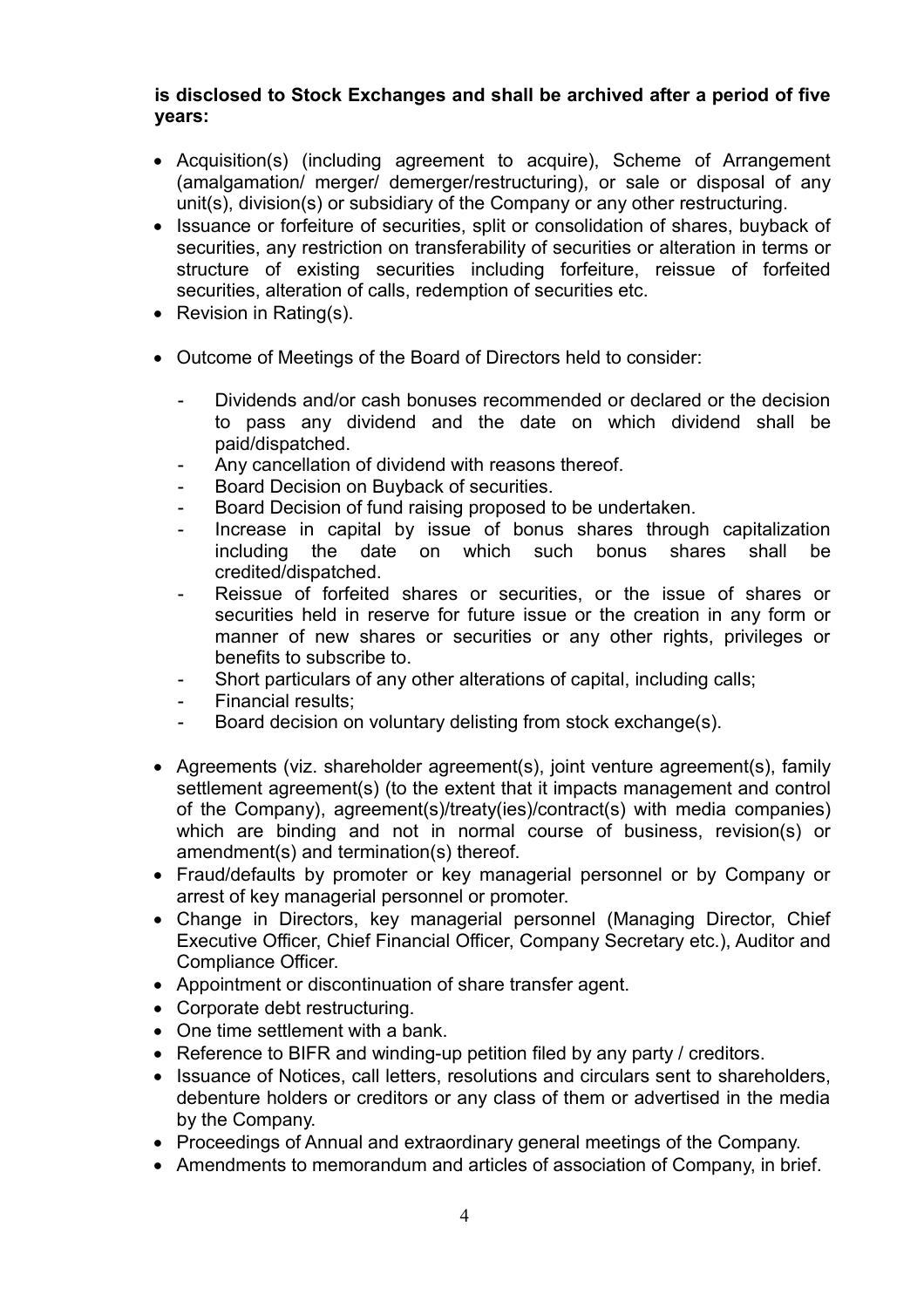**is disclosed to Stock Exchanges and shall be archived after a period of five years:**

- Acquisition(s) (including agreement to acquire), Scheme of Arrangement (amalgamation/ merger/ demerger/restructuring), or sale or disposal of any unit(s), division(s) or subsidiary of the Company or any other restructuring.
- Issuance or forfeiture of securities, split or consolidation of shares, buyback of securities, any restriction on transferability of securities or alteration in terms or structure of existing securities including forfeiture, reissue of forfeited securities, alteration of calls, redemption of securities etc.
- Revision in Rating(s).
- Outcome of Meetings of the Board of Directors held to consider:
  - Dividends and/or cash bonuses recommended or declared or the decision to pass any dividend and the date on which dividend shall be paid/dispatched.
  - Any cancellation of dividend with reasons thereof.
  - Board Decision on Buyback of securities.
  - Board Decision of fund raising proposed to be undertaken.
  - Increase in capital by issue of bonus shares through capitalization including the date on which such bonus shares shall be credited/dispatched.
  - Reissue of forfeited shares or securities, or the issue of shares or securities held in reserve for future issue or the creation in any form or manner of new shares or securities or any other rights, privileges or benefits to subscribe to.
  - Short particulars of any other alterations of capital, including calls;
  - Financial results;
  - Board decision on voluntary delisting from stock exchange(s).
- Agreements (viz. shareholder agreement(s), joint venture agreement(s), family settlement agreement(s) (to the extent that it impacts management and control of the Company), agreement(s)/treaty(ies)/contract(s) with media companies) which are binding and not in normal course of business, revision(s) or amendment(s) and termination(s) thereof.
- Fraud/defaults by promoter or key managerial personnel or by Company or arrest of key managerial personnel or promoter.
- Change in Directors, key managerial personnel (Managing Director, Chief Executive Officer, Chief Financial Officer, Company Secretary etc.), Auditor and Compliance Officer.
- Appointment or discontinuation of share transfer agent.
- Corporate debt restructuring.
- One time settlement with a bank.
- Reference to BIFR and winding-up petition filed by any party / creditors.
- Issuance of Notices, call letters, resolutions and circulars sent to shareholders, debenture holders or creditors or any class of them or advertised in the media by the Company.
- Proceedings of Annual and extraordinary general meetings of the Company.
- Amendments to memorandum and articles of association of Company, in brief.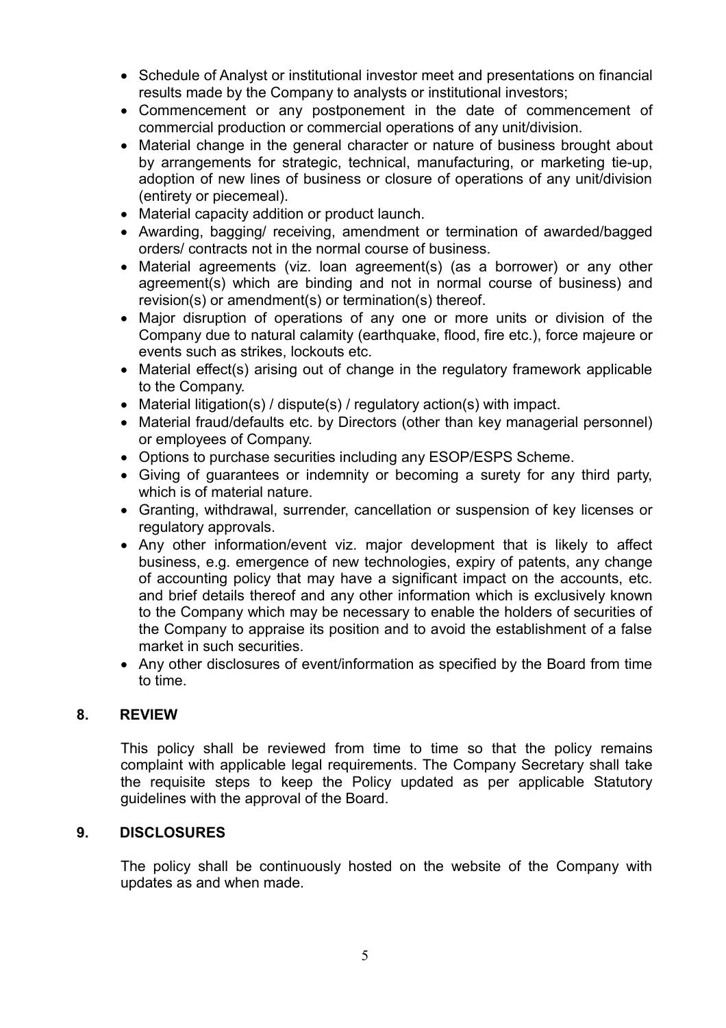- Schedule of Analyst or institutional investor meet and presentations on financial results made by the Company to analysts or institutional investors;
- Commencement or any postponement in the date of commencement of commercial production or commercial operations of any unit/division.
- Material change in the general character or nature of business brought about by arrangements for strategic, technical, manufacturing, or marketing tie-up, adoption of new lines of business or closure of operations of any unit/division (entirety or piecemeal).
- Material capacity addition or product launch.
- Awarding, bagging/ receiving, amendment or termination of awarded/bagged orders/ contracts not in the normal course of business.
- Material agreements (viz. loan agreement(s) (as a borrower) or any other agreement(s) which are binding and not in normal course of business) and revision(s) or amendment(s) or termination(s) thereof.
- Major disruption of operations of any one or more units or division of the Company due to natural calamity (earthquake, flood, fire etc.), force majeure or events such as strikes, lockouts etc.
- Material effect(s) arising out of change in the regulatory framework applicable to the Company.
- Material litigation(s) / dispute(s) / regulatory action(s) with impact.
- Material fraud/defaults etc. by Directors (other than key managerial personnel) or employees of Company.
- Options to purchase securities including any ESOP/ESPS Scheme.
- Giving of guarantees or indemnity or becoming a surety for any third party, which is of material nature.
- Granting, withdrawal, surrender, cancellation or suspension of key licenses or regulatory approvals.
- Any other information/event viz. major development that is likely to affect business, e.g. emergence of new technologies, expiry of patents, any change of accounting policy that may have a significant impact on the accounts, etc. and brief details thereof and any other information which is exclusively known to the Company which may be necessary to enable the holders of securities of the Company to appraise its position and to avoid the establishment of a false market in such securities.
- Any other disclosures of event/information as specified by the Board from time to time.

## 8. REVIEW

This policy shall be reviewed from time to time so that the policy remains complaint with applicable legal requirements. The Company Secretary shall take the requisite steps to keep the Policy updated as per applicable Statutory guidelines with the approval of the Board.

## 9. DISCLOSURES

The policy shall be continuously hosted on the website of the Company with updates as and when made.